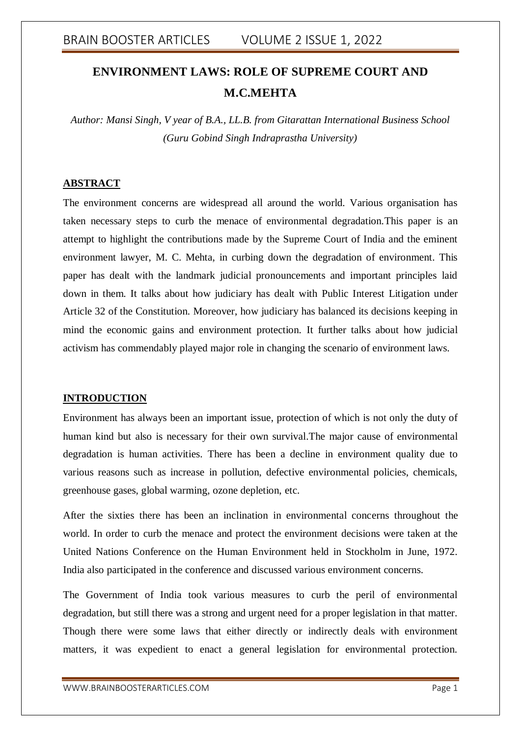# ENVIRONMENT LAWS: ROLE OF SUPREME COURT AND M.C.MEHTA

*Author: Mansi Singh, V year of B.A., LL.B. from Gitarattan International Business School (Guru Gobind Singh Indraprastha University)*

## ABSTRACT

The environment concerns are widespread all around the world. Various organisation has taken necessary steps to curb the menace of environmental degradation.This paper is an attempt to highlight the contributions made by the Supreme Court of India and the eminent environment lawyer, M. C. Mehta, in curbing down the degradation of environment. This paper has dealt with the landmark judicial pronouncements and important principles laid down in them. It talks about how judiciary has dealt with Public Interest Litigation under Article 32 of the Constitution. Moreover, how judiciary has balanced its decisions keeping in mind the economic gains and environment protection. It further talks about how judicial activism has commendably played major role in changing the scenario of environment laws.

## INTRODUCTION

Environment has always been an important issue, protection of which is not only the duty of human kind but also is necessary for their own survival.The major cause of environmental degradation is human activities. There has been a decline in environment quality due to various reasons such as increase in pollution, defective environmental policies, chemicals, greenhouse gases, global warming, ozone depletion, etc.

After the sixties there has been an inclination in environmental concerns throughout the world. In order to curb the menace and protect the environment decisions were taken at the United Nations Conference on the Human Environment held in Stockholm in June, 1972. India also participated in the conference and discussed various environment concerns.

The Government of India took various measures to curb the peril of environmental degradation, but still there was a strong and urgent need for a proper legislation in that matter. Though there were some laws that either directly or indirectly deals with environment matters, it was expedient to enact a general legislation for environmental protection.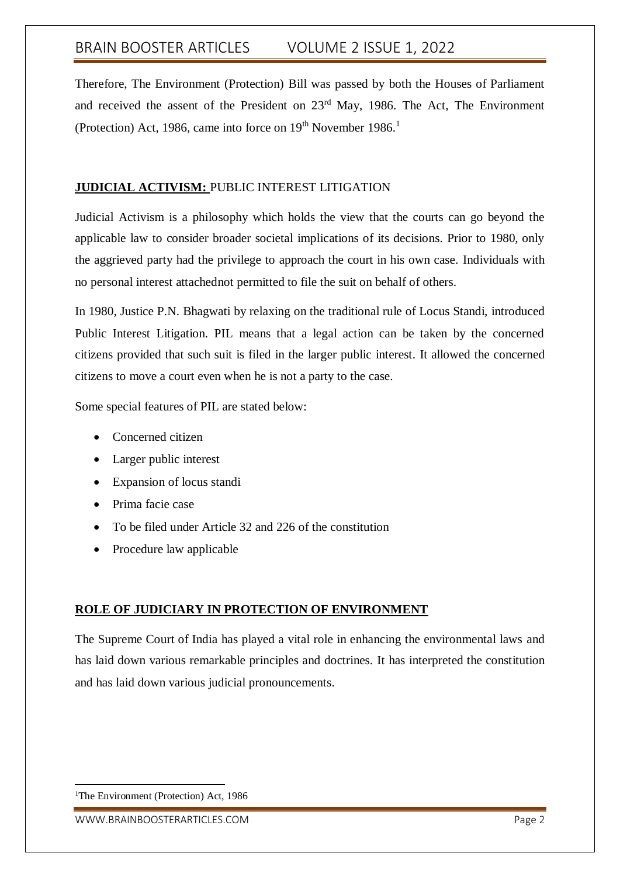Therefore, The Environment (Protection) Bill was passed by both the Houses of Parliament and received the assent of the President on 23rd May, 1986. The Act, The Environment (Protection) Act, 1986, came into force on 19th November 1986.[1]

## **JUDICIAL ACTIVISM:** PUBLIC INTEREST LITIGATION

Judicial Activism is a philosophy which holds the view that the courts can go beyond the applicable law to consider broader societal implications of its decisions. Prior to 1980, only the aggrieved party had the privilege to approach the court in his own case. Individuals with no personal interest attachednot permitted to file the suit on behalf of others.

In 1980, Justice P.N. Bhagwati by relaxing on the traditional rule of Locus Standi, introduced Public Interest Litigation. PIL means that a legal action can be taken by the concerned citizens provided that such suit is filed in the larger public interest. It allowed the concerned citizens to move a court even when he is not a party to the case.

Some special features of PIL are stated below:

- Concerned citizen
- Larger public interest
- Expansion of locus standi
- Prima facie case
- To be filed under Article 32 and 226 of the constitution
- Procedure law applicable

## ROLE OF JUDICIARY IN PROTECTION OF ENVIRONMENT

The Supreme Court of India has played a vital role in enhancing the environmental laws and has laid down various remarkable principles and doctrines. It has interpreted the constitution and has laid down various judicial pronouncements.

---

[1] The Environment (Protection) Act, 1986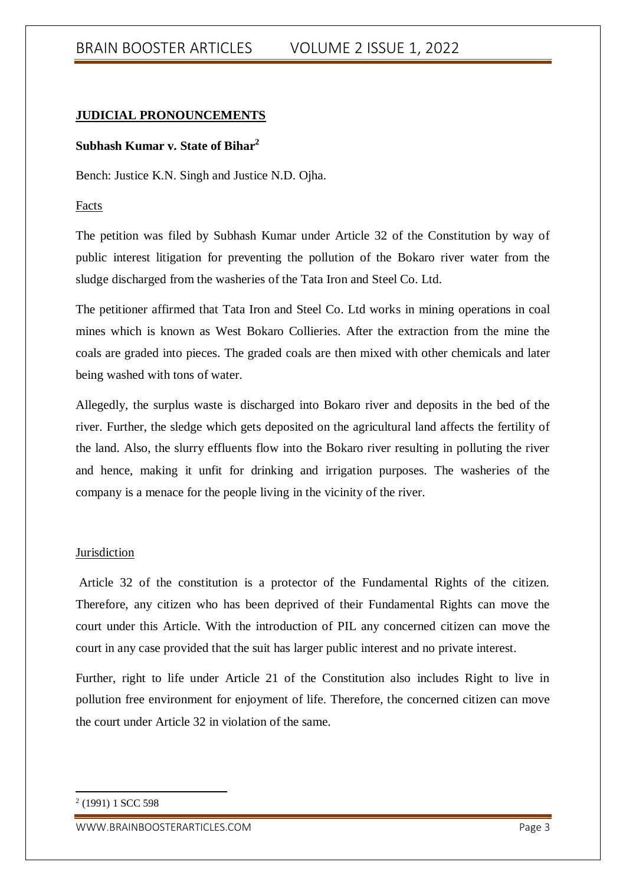## JUDICIAL PRONOUNCEMENTS

### Subhash Kumar v. State of Bihar[2]

Bench: Justice K.N. Singh and Justice N.D. Ojha.

Facts

The petition was filed by Subhash Kumar under Article 32 of the Constitution by way of public interest litigation for preventing the pollution of the Bokaro river water from the sludge discharged from the washeries of the Tata Iron and Steel Co. Ltd.

The petitioner affirmed that Tata Iron and Steel Co. Ltd works in mining operations in coal mines which is known as West Bokaro Collieries. After the extraction from the mine the coals are graded into pieces. The graded coals are then mixed with other chemicals and later being washed with tons of water.

Allegedly, the surplus waste is discharged into Bokaro river and deposits in the bed of the river. Further, the sledge which gets deposited on the agricultural land affects the fertility of the land. Also, the slurry effluents flow into the Bokaro river resulting in polluting the river and hence, making it unfit for drinking and irrigation purposes. The washeries of the company is a menace for the people living in the vicinity of the river.

Jurisdiction

Article 32 of the constitution is a protector of the Fundamental Rights of the citizen. Therefore, any citizen who has been deprived of their Fundamental Rights can move the court under this Article. With the introduction of PIL any concerned citizen can move the court in any case provided that the suit has larger public interest and no private interest.

Further, right to life under Article 21 of the Constitution also includes Right to live in pollution free environment for enjoyment of life. Therefore, the concerned citizen can move the court under Article 32 in violation of the same.

[2] (1991) 1 SCC 598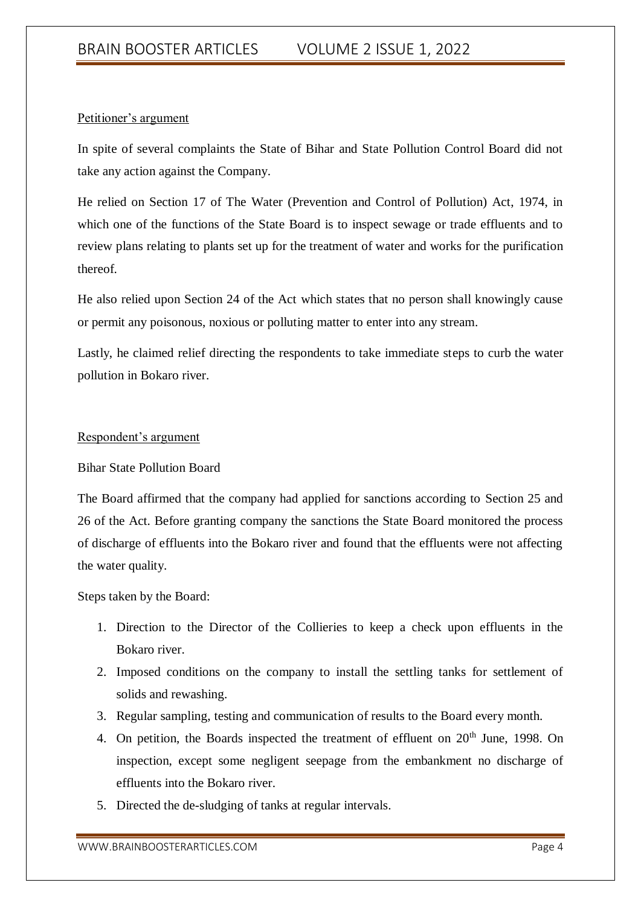Petitioner's argument

In spite of several complaints the State of Bihar and State Pollution Control Board did not take any action against the Company.

He relied on Section 17 of The Water (Prevention and Control of Pollution) Act, 1974, in which one of the functions of the State Board is to inspect sewage or trade effluents and to review plans relating to plants set up for the treatment of water and works for the purification thereof.

He also relied upon Section 24 of the Act which states that no person shall knowingly cause or permit any poisonous, noxious or polluting matter to enter into any stream.

Lastly, he claimed relief directing the respondents to take immediate steps to curb the water pollution in Bokaro river.

Respondent's argument

Bihar State Pollution Board

The Board affirmed that the company had applied for sanctions according to Section 25 and 26 of the Act. Before granting company the sanctions the State Board monitored the process of discharge of effluents into the Bokaro river and found that the effluents were not affecting the water quality.

Steps taken by the Board:

1. Direction to the Director of the Collieries to keep a check upon effluents in the Bokaro river.
2. Imposed conditions on the company to install the settling tanks for settlement of solids and rewashing.
3. Regular sampling, testing and communication of results to the Board every month.
4. On petition, the Boards inspected the treatment of effluent on 20th June, 1998. On inspection, except some negligent seepage from the embankment no discharge of effluents into the Bokaro river.
5. Directed the de-sludging of tanks at regular intervals.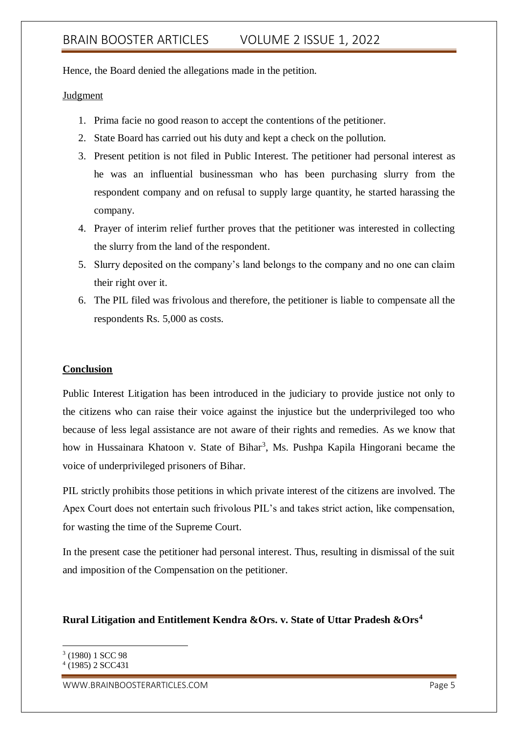Hence, the Board denied the allegations made in the petition.

Judgment

1. Prima facie no good reason to accept the contentions of the petitioner.
2. State Board has carried out his duty and kept a check on the pollution.
3. Present petition is not filed in Public Interest. The petitioner had personal interest as he was an influential businessman who has been purchasing slurry from the respondent company and on refusal to supply large quantity, he started harassing the company.
4. Prayer of interim relief further proves that the petitioner was interested in collecting the slurry from the land of the respondent.
5. Slurry deposited on the company's land belongs to the company and no one can claim their right over it.
6. The PIL filed was frivolous and therefore, the petitioner is liable to compensate all the respondents Rs. 5,000 as costs.

**Conclusion**

Public Interest Litigation has been introduced in the judiciary to provide justice not only to the citizens who can raise their voice against the injustice but the underprivileged too who because of less legal assistance are not aware of their rights and remedies. As we know that how in Hussainara Khatoon v. State of Bihar[3], Ms. Pushpa Kapila Hingorani became the voice of underprivileged prisoners of Bihar.

PIL strictly prohibits those petitions in which private interest of the citizens are involved. The Apex Court does not entertain such frivolous PIL's and takes strict action, like compensation, for wasting the time of the Supreme Court.

In the present case the petitioner had personal interest. Thus, resulting in dismissal of the suit and imposition of the Compensation on the petitioner.

**Rural Litigation and Entitlement Kendra &Ors. v. State of Uttar Pradesh &Ors[4]**

---

[3] (1980) 1 SCC 98

[4] (1985) 2 SCC431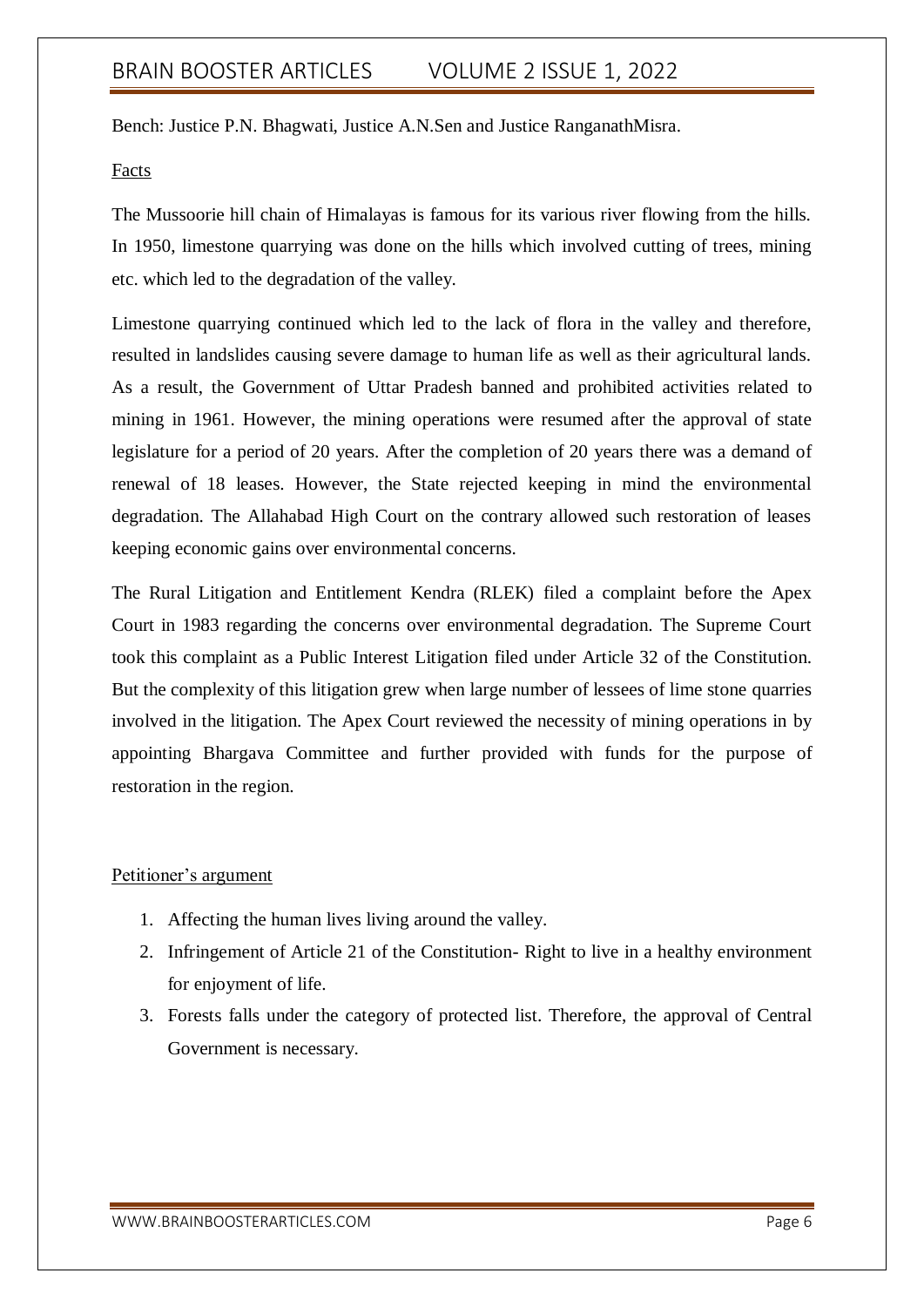Bench: Justice P.N. Bhagwati, Justice A.N.Sen and Justice RanganathMisra.

## Facts

The Mussoorie hill chain of Himalayas is famous for its various river flowing from the hills. In 1950, limestone quarrying was done on the hills which involved cutting of trees, mining etc. which led to the degradation of the valley.

Limestone quarrying continued which led to the lack of flora in the valley and therefore, resulted in landslides causing severe damage to human life as well as their agricultural lands. As a result, the Government of Uttar Pradesh banned and prohibited activities related to mining in 1961. However, the mining operations were resumed after the approval of state legislature for a period of 20 years. After the completion of 20 years there was a demand of renewal of 18 leases. However, the State rejected keeping in mind the environmental degradation. The Allahabad High Court on the contrary allowed such restoration of leases keeping economic gains over environmental concerns.

The Rural Litigation and Entitlement Kendra (RLEK) filed a complaint before the Apex Court in 1983 regarding the concerns over environmental degradation. The Supreme Court took this complaint as a Public Interest Litigation filed under Article 32 of the Constitution. But the complexity of this litigation grew when large number of lessees of lime stone quarries involved in the litigation. The Apex Court reviewed the necessity of mining operations in by appointing Bhargava Committee and further provided with funds for the purpose of restoration in the region.

## Petitioner's argument

1. Affecting the human lives living around the valley.
2. Infringement of Article 21 of the Constitution- Right to live in a healthy environment for enjoyment of life.
3. Forests falls under the category of protected list. Therefore, the approval of Central Government is necessary.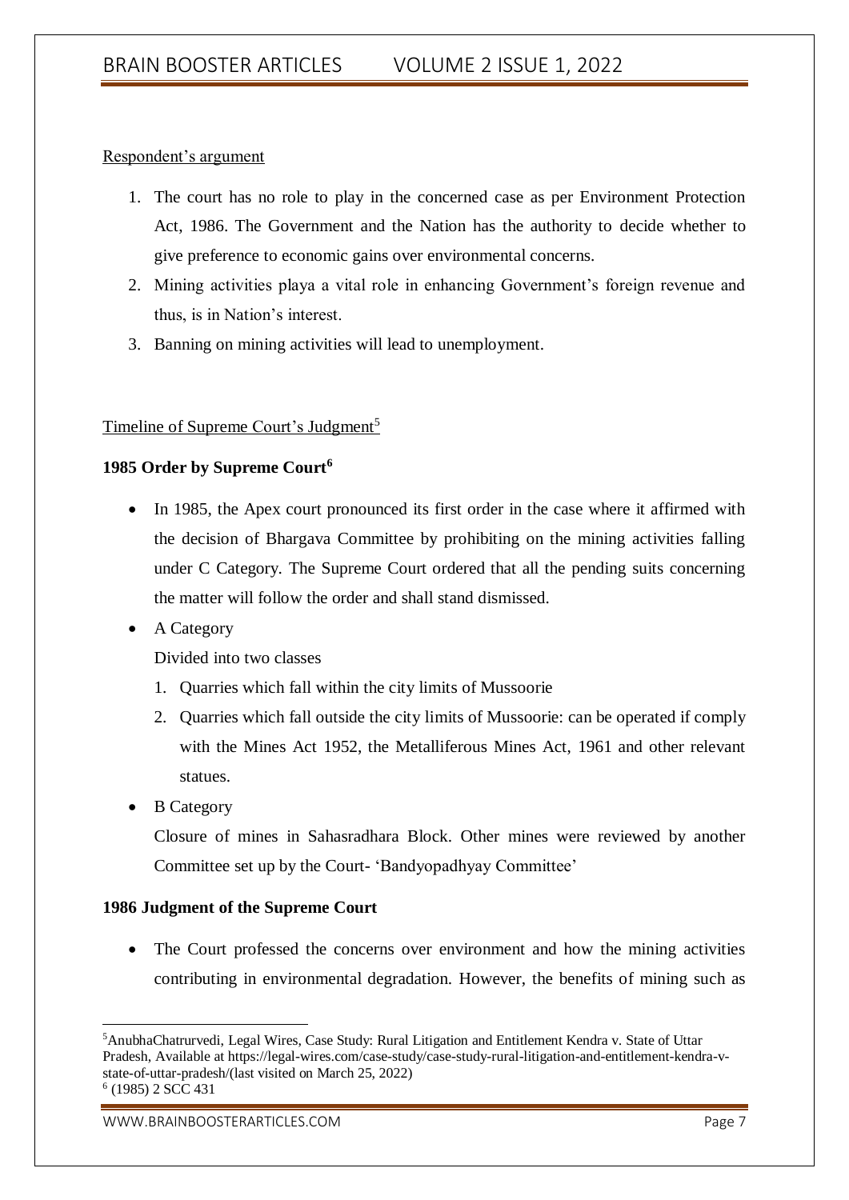Respondent's argument

1. The court has no role to play in the concerned case as per Environment Protection Act, 1986. The Government and the Nation has the authority to decide whether to give preference to economic gains over environmental concerns.
2. Mining activities playa a vital role in enhancing Government's foreign revenue and thus, is in Nation's interest.
3. Banning on mining activities will lead to unemployment.

Timeline of Supreme Court's Judgment[5]

**1985 Order by Supreme Court[6]**

- In 1985, the Apex court pronounced its first order in the case where it affirmed with the decision of Bhargava Committee by prohibiting on the mining activities falling under C Category. The Supreme Court ordered that all the pending suits concerning the matter will follow the order and shall stand dismissed.
- A Category

  Divided into two classes

  1. Quarries which fall within the city limits of Mussoorie
  2. Quarries which fall outside the city limits of Mussoorie: can be operated if comply with the Mines Act 1952, the Metalliferous Mines Act, 1961 and other relevant statues.
- B Category

  Closure of mines in Sahasradhara Block. Other mines were reviewed by another Committee set up by the Court- 'Bandyopadhyay Committee'

**1986 Judgment of the Supreme Court**

- The Court professed the concerns over environment and how the mining activities contributing in environmental degradation. However, the benefits of mining such as

---

[5]AnubhaChatrurvedi, Legal Wires, Case Study: Rural Litigation and Entitlement Kendra v. State of Uttar Pradesh, Available at https://legal-wires.com/case-study/case-study-rural-litigation-and-entitlement-kendra-v-state-of-uttar-pradesh/(last visited on March 25, 2022)

[6] (1985) 2 SCC 431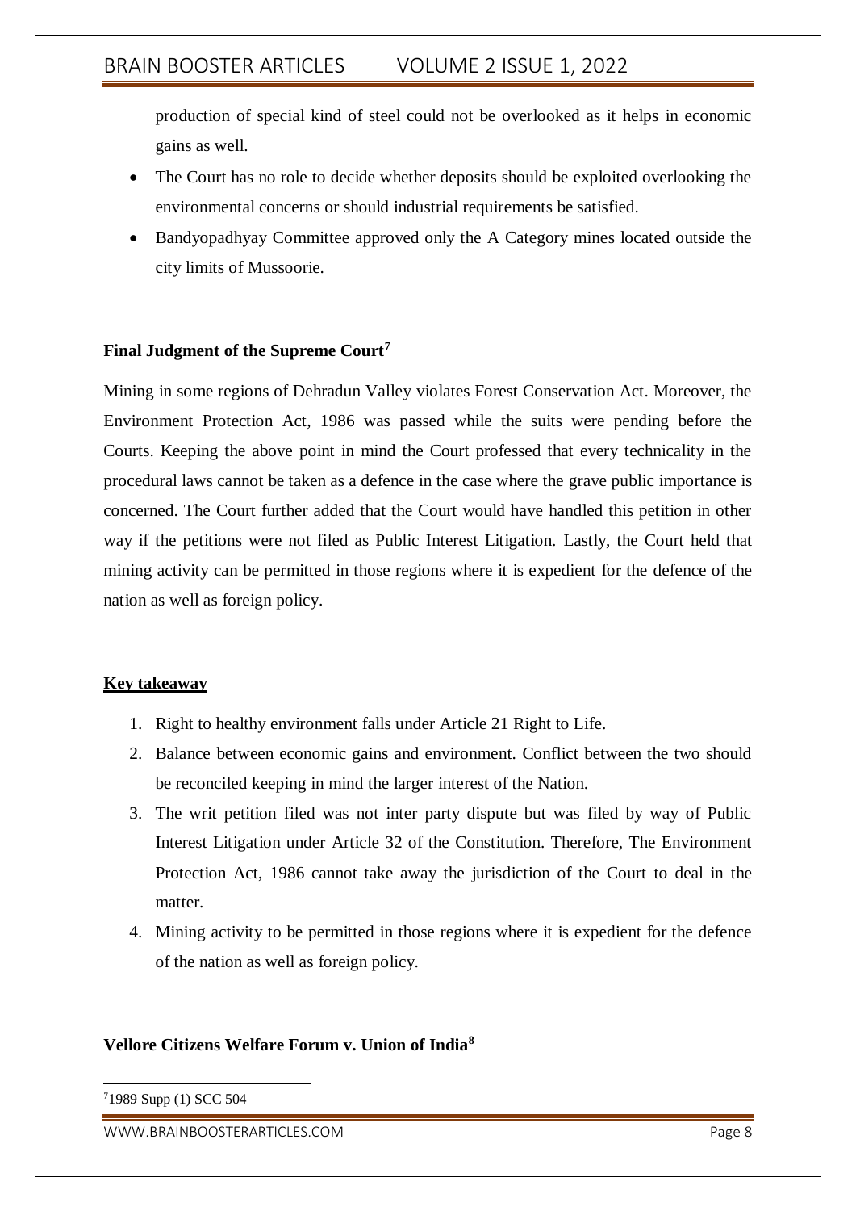production of special kind of steel could not be overlooked as it helps in economic gains as well.

- The Court has no role to decide whether deposits should be exploited overlooking the environmental concerns or should industrial requirements be satisfied.
- Bandyopadhyay Committee approved only the A Category mines located outside the city limits of Mussoorie.

**Final Judgment of the Supreme Court[7]**

Mining in some regions of Dehradun Valley violates Forest Conservation Act. Moreover, the Environment Protection Act, 1986 was passed while the suits were pending before the Courts. Keeping the above point in mind the Court professed that every technicality in the procedural laws cannot be taken as a defence in the case where the grave public importance is concerned. The Court further added that the Court would have handled this petition in other way if the petitions were not filed as Public Interest Litigation. Lastly, the Court held that mining activity can be permitted in those regions where it is expedient for the defence of the nation as well as foreign policy.

**Key takeaway**

1. Right to healthy environment falls under Article 21 Right to Life.
2. Balance between economic gains and environment. Conflict between the two should be reconciled keeping in mind the larger interest of the Nation.
3. The writ petition filed was not inter party dispute but was filed by way of Public Interest Litigation under Article 32 of the Constitution. Therefore, The Environment Protection Act, 1986 cannot take away the jurisdiction of the Court to deal in the matter.
4. Mining activity to be permitted in those regions where it is expedient for the defence of the nation as well as foreign policy.

**Vellore Citizens Welfare Forum v. Union of India[8]**

[7] 1989 Supp (1) SCC 504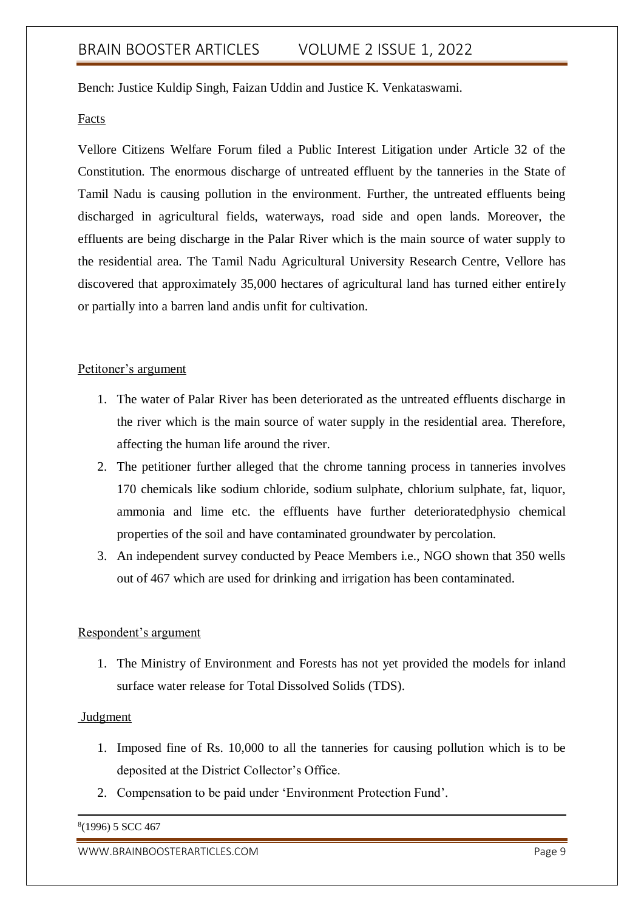Bench: Justice Kuldip Singh, Faizan Uddin and Justice K. Venkataswami.

Facts

Vellore Citizens Welfare Forum filed a Public Interest Litigation under Article 32 of the Constitution. The enormous discharge of untreated effluent by the tanneries in the State of Tamil Nadu is causing pollution in the environment. Further, the untreated effluents being discharged in agricultural fields, waterways, road side and open lands. Moreover, the effluents are being discharge in the Palar River which is the main source of water supply to the residential area. The Tamil Nadu Agricultural University Research Centre, Vellore has discovered that approximately 35,000 hectares of agricultural land has turned either entirely or partially into a barren land andis unfit for cultivation.

Petitioner's argument

1. The water of Palar River has been deteriorated as the untreated effluents discharge in the river which is the main source of water supply in the residential area. Therefore, affecting the human life around the river.
2. The petitioner further alleged that the chrome tanning process in tanneries involves 170 chemicals like sodium chloride, sodium sulphate, chlorium sulphate, fat, liquor, ammonia and lime etc. the effluents have further deterioratedphysio chemical properties of the soil and have contaminated groundwater by percolation.
3. An independent survey conducted by Peace Members i.e., NGO shown that 350 wells out of 467 which are used for drinking and irrigation has been contaminated.

Respondent's argument

1. The Ministry of Environment and Forests has not yet provided the models for inland surface water release for Total Dissolved Solids (TDS).

Judgment

1. Imposed fine of Rs. 10,000 to all the tanneries for causing pollution which is to be deposited at the District Collector's Office.
2. Compensation to be paid under 'Environment Protection Fund'.

---

[8](1996) 5 SCC 467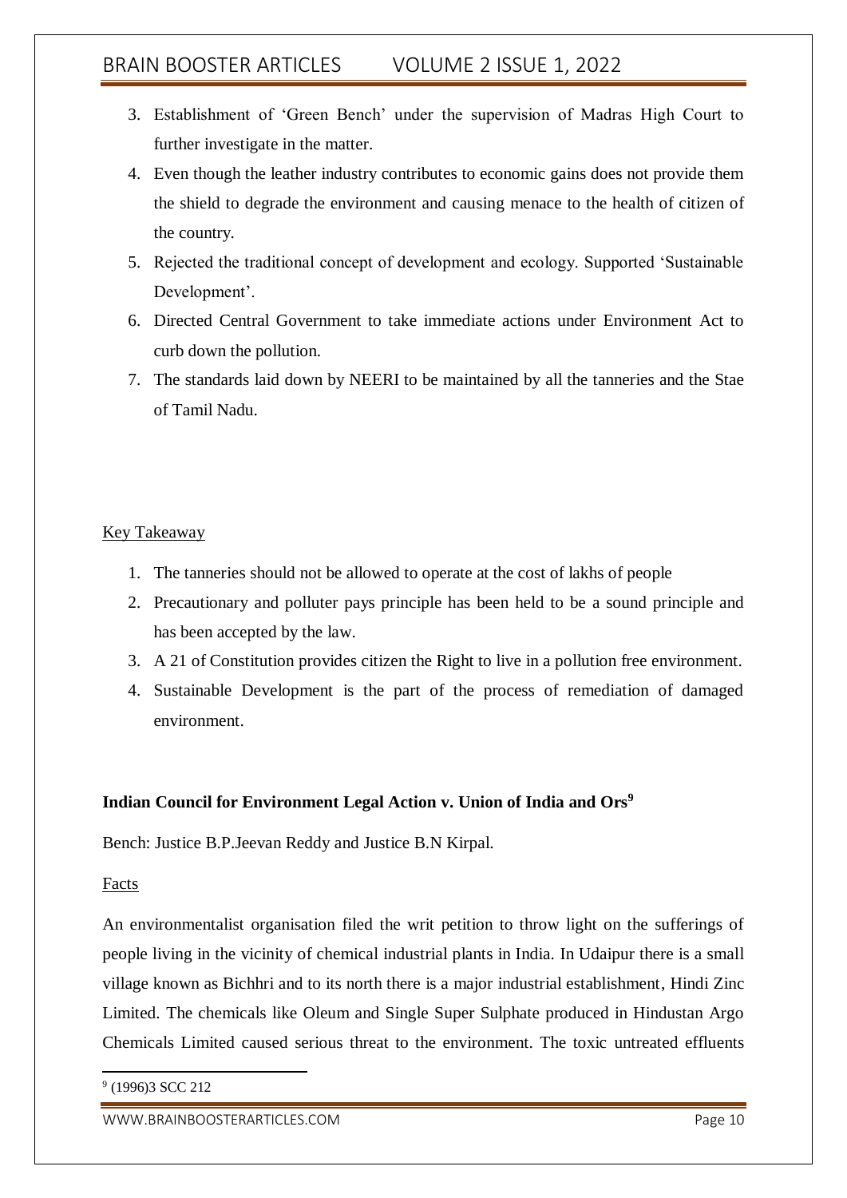3. Establishment of 'Green Bench' under the supervision of Madras High Court to further investigate in the matter.
4. Even though the leather industry contributes to economic gains does not provide them the shield to degrade the environment and causing menace to the health of citizen of the country.
5. Rejected the traditional concept of development and ecology. Supported 'Sustainable Development'.
6. Directed Central Government to take immediate actions under Environment Act to curb down the pollution.
7. The standards laid down by NEERI to be maintained by all the tanneries and the Stae of Tamil Nadu.

Key Takeaway

1. The tanneries should not be allowed to operate at the cost of lakhs of people
2. Precautionary and polluter pays principle has been held to be a sound principle and has been accepted by the law.
3. A 21 of Constitution provides citizen the Right to live in a pollution free environment.
4. Sustainable Development is the part of the process of remediation of damaged environment.

**Indian Council for Environment Legal Action v. Union of India and Ors[9]**

Bench: Justice B.P.Jeevan Reddy and Justice B.N Kirpal.

Facts

An environmentalist organisation filed the writ petition to throw light on the sufferings of people living in the vicinity of chemical industrial plants in India. In Udaipur there is a small village known as Bichhri and to its north there is a major industrial establishment, Hindi Zinc Limited. The chemicals like Oleum and Single Super Sulphate produced in Hindustan Argo Chemicals Limited caused serious threat to the environment. The toxic untreated effluents

[9] (1996)3 SCC 212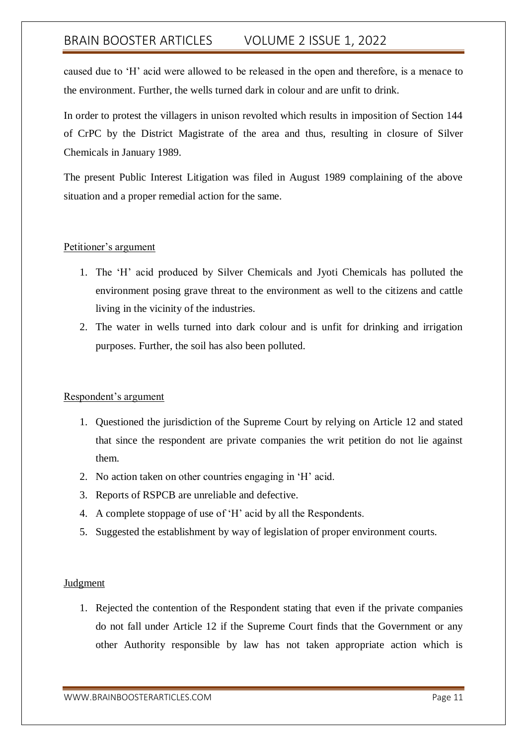caused due to 'H' acid were allowed to be released in the open and therefore, is a menace to the environment. Further, the wells turned dark in colour and are unfit to drink.

In order to protest the villagers in unison revolted which results in imposition of Section 144 of CrPC by the District Magistrate of the area and thus, resulting in closure of Silver Chemicals in January 1989.

The present Public Interest Litigation was filed in August 1989 complaining of the above situation and a proper remedial action for the same.

## Petitioner's argument

1. The 'H' acid produced by Silver Chemicals and Jyoti Chemicals has polluted the environment posing grave threat to the environment as well to the citizens and cattle living in the vicinity of the industries.
2. The water in wells turned into dark colour and is unfit for drinking and irrigation purposes. Further, the soil has also been polluted.

## Respondent's argument

1. Questioned the jurisdiction of the Supreme Court by relying on Article 12 and stated that since the respondent are private companies the writ petition do not lie against them.
2. No action taken on other countries engaging in 'H' acid.
3. Reports of RSPCB are unreliable and defective.
4. A complete stoppage of use of 'H' acid by all the Respondents.
5. Suggested the establishment by way of legislation of proper environment courts.

## Judgment

1. Rejected the contention of the Respondent stating that even if the private companies do not fall under Article 12 if the Supreme Court finds that the Government or any other Authority responsible by law has not taken appropriate action which is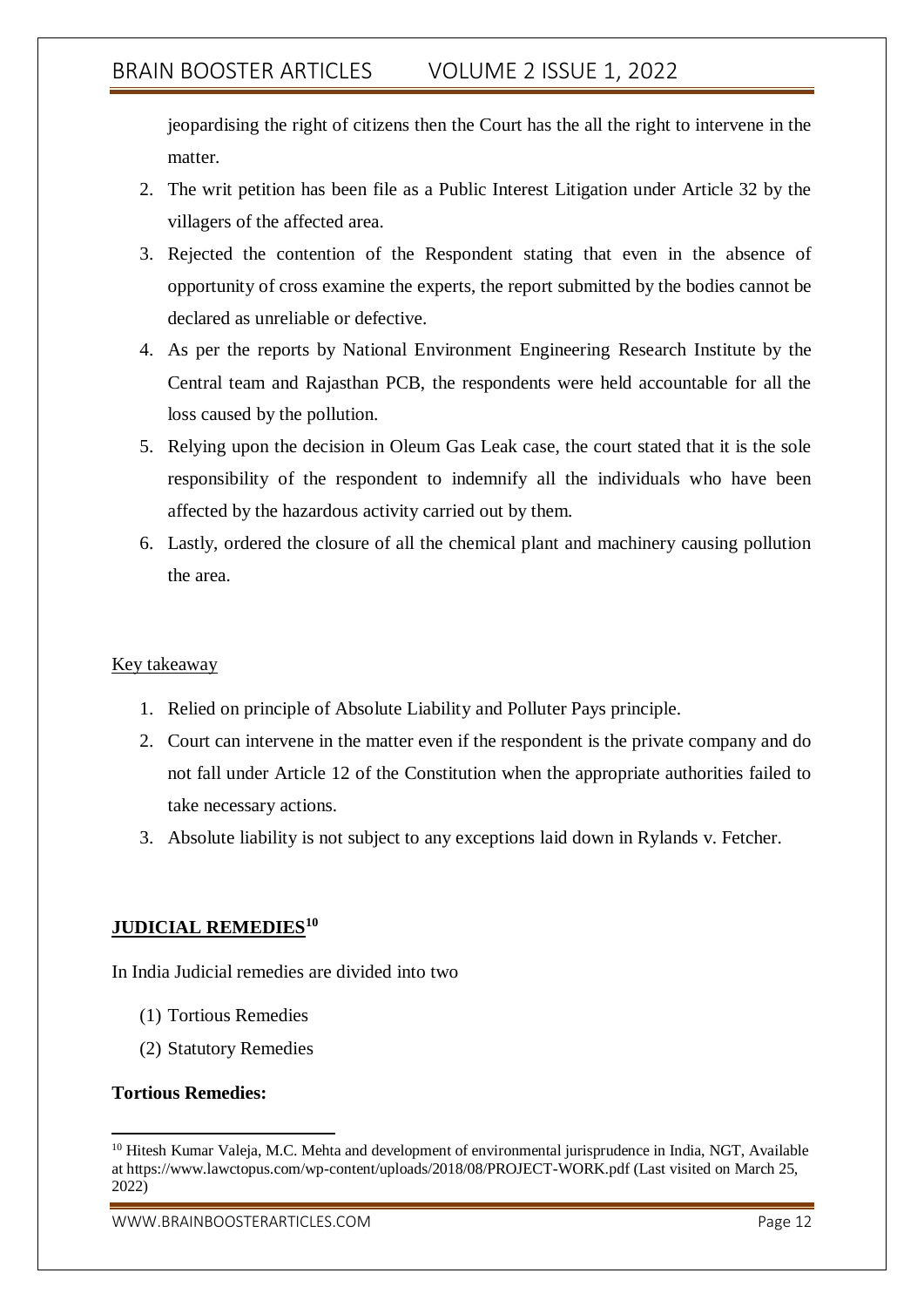jeopardising the right of citizens then the Court has the all the right to intervene in the matter.

2. The writ petition has been file as a Public Interest Litigation under Article 32 by the villagers of the affected area.
3. Rejected the contention of the Respondent stating that even in the absence of opportunity of cross examine the experts, the report submitted by the bodies cannot be declared as unreliable or defective.
4. As per the reports by National Environment Engineering Research Institute by the Central team and Rajasthan PCB, the respondents were held accountable for all the loss caused by the pollution.
5. Relying upon the decision in Oleum Gas Leak case, the court stated that it is the sole responsibility of the respondent to indemnify all the individuals who have been affected by the hazardous activity carried out by them.
6. Lastly, ordered the closure of all the chemical plant and machinery causing pollution the area.

<u>Key takeaway</u>

1. Relied on principle of Absolute Liability and Polluter Pays principle.
2. Court can intervene in the matter even if the respondent is the private company and do not fall under Article 12 of the Constitution when the appropriate authorities failed to take necessary actions.
3. Absolute liability is not subject to any exceptions laid down in Rylands v. Fetcher.

## JUDICIAL REMEDIES[10]

In India Judicial remedies are divided into two

(1) Tortious Remedies

(2) Statutory Remedies

**Tortious Remedies:**

[10] Hitesh Kumar Valeja, M.C. Mehta and development of environmental jurisprudence in India, NGT, Available at https://www.lawctopus.com/wp-content/uploads/2018/08/PROJECT-WORK.pdf (Last visited on March 25, 2022)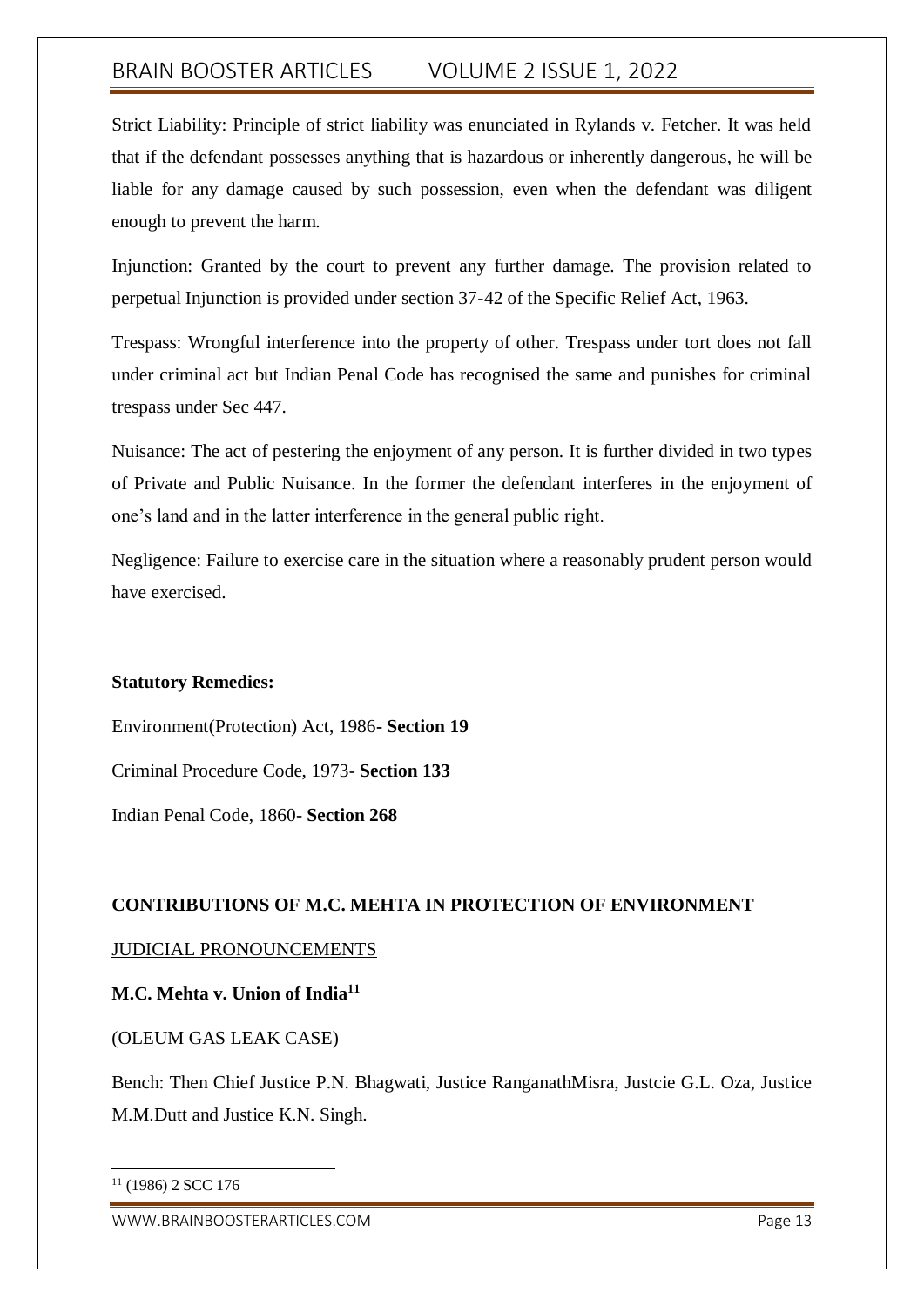Strict Liability: Principle of strict liability was enunciated in Rylands v. Fetcher. It was held that if the defendant possesses anything that is hazardous or inherently dangerous, he will be liable for any damage caused by such possession, even when the defendant was diligent enough to prevent the harm.

Injunction: Granted by the court to prevent any further damage. The provision related to perpetual Injunction is provided under section 37-42 of the Specific Relief Act, 1963.

Trespass: Wrongful interference into the property of other. Trespass under tort does not fall under criminal act but Indian Penal Code has recognised the same and punishes for criminal trespass under Sec 447.

Nuisance: The act of pestering the enjoyment of any person. It is further divided in two types of Private and Public Nuisance. In the former the defendant interferes in the enjoyment of one's land and in the latter interference in the general public right.

Negligence: Failure to exercise care in the situation where a reasonably prudent person would have exercised.

**Statutory Remedies:**

Environment(Protection) Act, 1986**- Section 19**

Criminal Procedure Code, 1973- **Section 133**

Indian Penal Code, 1860- **Section 268**

## CONTRIBUTIONS OF M.C. MEHTA IN PROTECTION OF ENVIRONMENT

<u>JUDICIAL PRONOUNCEMENTS</u>

### M.C. Mehta v. Union of India[11]

(OLEUM GAS LEAK CASE)

Bench: Then Chief Justice P.N. Bhagwati, Justice RanganathMisra, Justcie G.L. Oza, Justice M.M.Dutt and Justice K.N. Singh.

---

[11] (1986) 2 SCC 176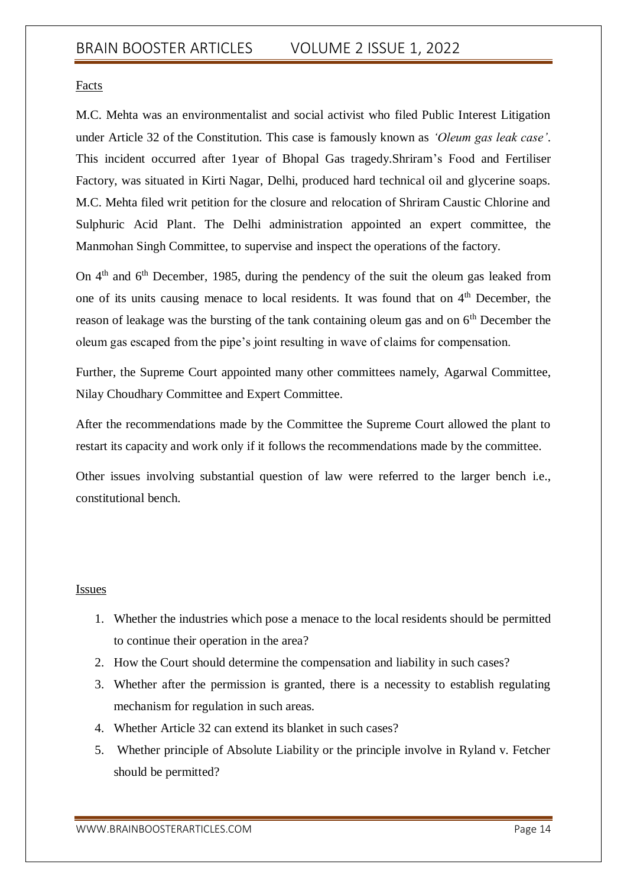Facts

M.C. Mehta was an environmentalist and social activist who filed Public Interest Litigation under Article 32 of the Constitution. This case is famously known as *'Oleum gas leak case'*. This incident occurred after 1year of Bhopal Gas tragedy.Shriram's Food and Fertiliser Factory, was situated in Kirti Nagar, Delhi, produced hard technical oil and glycerine soaps. M.C. Mehta filed writ petition for the closure and relocation of Shriram Caustic Chlorine and Sulphuric Acid Plant. The Delhi administration appointed an expert committee, the Manmohan Singh Committee, to supervise and inspect the operations of the factory.

On 4th and 6th December, 1985, during the pendency of the suit the oleum gas leaked from one of its units causing menace to local residents. It was found that on 4th December, the reason of leakage was the bursting of the tank containing oleum gas and on 6th December the oleum gas escaped from the pipe's joint resulting in wave of claims for compensation.

Further, the Supreme Court appointed many other committees namely, Agarwal Committee, Nilay Choudhary Committee and Expert Committee.

After the recommendations made by the Committee the Supreme Court allowed the plant to restart its capacity and work only if it follows the recommendations made by the committee.

Other issues involving substantial question of law were referred to the larger bench i.e., constitutional bench.

Issues

1. Whether the industries which pose a menace to the local residents should be permitted to continue their operation in the area?
2. How the Court should determine the compensation and liability in such cases?
3. Whether after the permission is granted, there is a necessity to establish regulating mechanism for regulation in such areas.
4. Whether Article 32 can extend its blanket in such cases?
5. Whether principle of Absolute Liability or the principle involve in Ryland v. Fetcher should be permitted?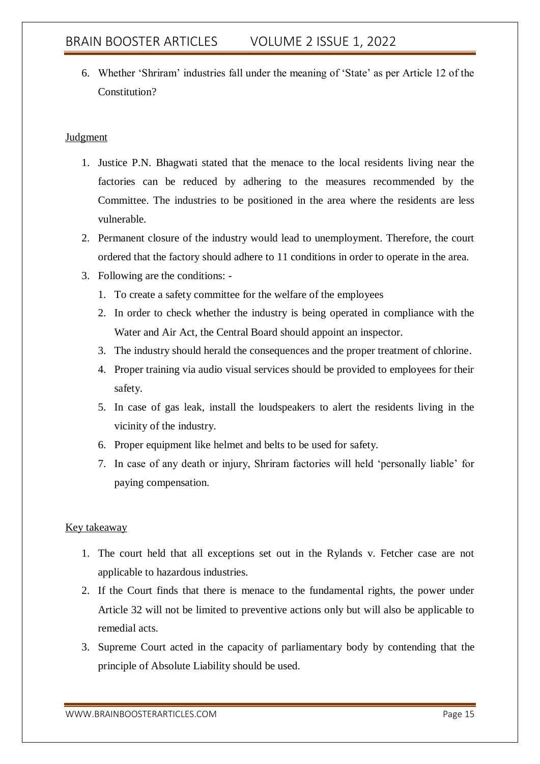6. Whether 'Shriram' industries fall under the meaning of 'State' as per Article 12 of the Constitution?

<u>Judgment</u>

1. Justice P.N. Bhagwati stated that the menace to the local residents living near the factories can be reduced by adhering to the measures recommended by the Committee. The industries to be positioned in the area where the residents are less vulnerable.
2. Permanent closure of the industry would lead to unemployment. Therefore, the court ordered that the factory should adhere to 11 conditions in order to operate in the area.
3. Following are the conditions: -
   1. To create a safety committee for the welfare of the employees
   2. In order to check whether the industry is being operated in compliance with the Water and Air Act, the Central Board should appoint an inspector.
   3. The industry should herald the consequences and the proper treatment of chlorine.
   4. Proper training via audio visual services should be provided to employees for their safety.
   5. In case of gas leak, install the loudspeakers to alert the residents living in the vicinity of the industry.
   6. Proper equipment like helmet and belts to be used for safety.
   7. In case of any death or injury, Shriram factories will held 'personally liable' for paying compensation.

<u>Key takeaway</u>

1. The court held that all exceptions set out in the Rylands v. Fetcher case are not applicable to hazardous industries.
2. If the Court finds that there is menace to the fundamental rights, the power under Article 32 will not be limited to preventive actions only but will also be applicable to remedial acts.
3. Supreme Court acted in the capacity of parliamentary body by contending that the principle of Absolute Liability should be used.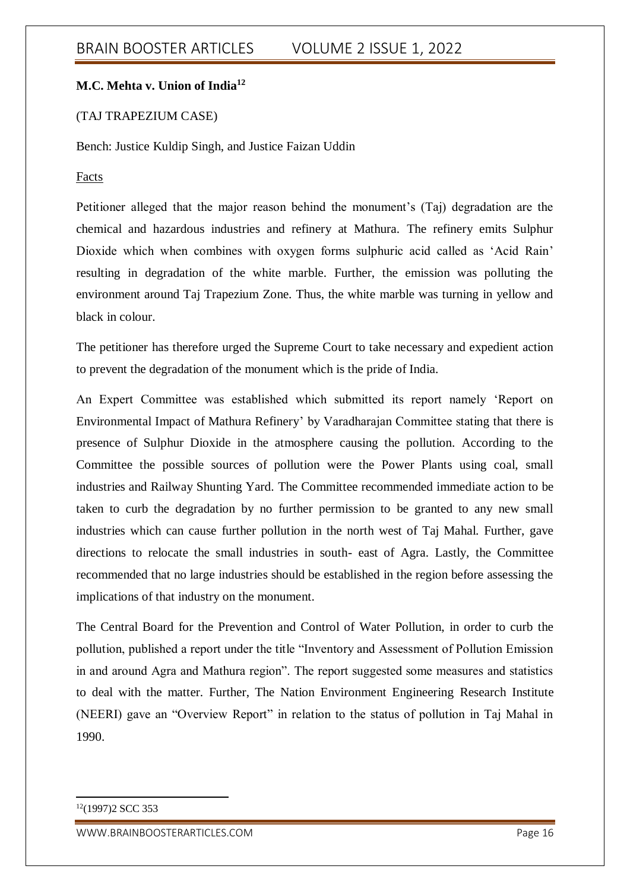**M.C. Mehta v. Union of India**[12]

(TAJ TRAPEZIUM CASE)

Bench: Justice Kuldip Singh, and Justice Faizan Uddin

<u>Facts</u>

Petitioner alleged that the major reason behind the monument's (Taj) degradation are the chemical and hazardous industries and refinery at Mathura. The refinery emits Sulphur Dioxide which when combines with oxygen forms sulphuric acid called as 'Acid Rain' resulting in degradation of the white marble. Further, the emission was polluting the environment around Taj Trapezium Zone. Thus, the white marble was turning in yellow and black in colour.

The petitioner has therefore urged the Supreme Court to take necessary and expedient action to prevent the degradation of the monument which is the pride of India.

An Expert Committee was established which submitted its report namely 'Report on Environmental Impact of Mathura Refinery' by Varadharajan Committee stating that there is presence of Sulphur Dioxide in the atmosphere causing the pollution. According to the Committee the possible sources of pollution were the Power Plants using coal, small industries and Railway Shunting Yard. The Committee recommended immediate action to be taken to curb the degradation by no further permission to be granted to any new small industries which can cause further pollution in the north west of Taj Mahal. Further, gave directions to relocate the small industries in south- east of Agra. Lastly, the Committee recommended that no large industries should be established in the region before assessing the implications of that industry on the monument.

The Central Board for the Prevention and Control of Water Pollution, in order to curb the pollution, published a report under the title "Inventory and Assessment of Pollution Emission in and around Agra and Mathura region". The report suggested some measures and statistics to deal with the matter. Further, The Nation Environment Engineering Research Institute (NEERI) gave an "Overview Report" in relation to the status of pollution in Taj Mahal in 1990.

---

[12] (1997)2 SCC 353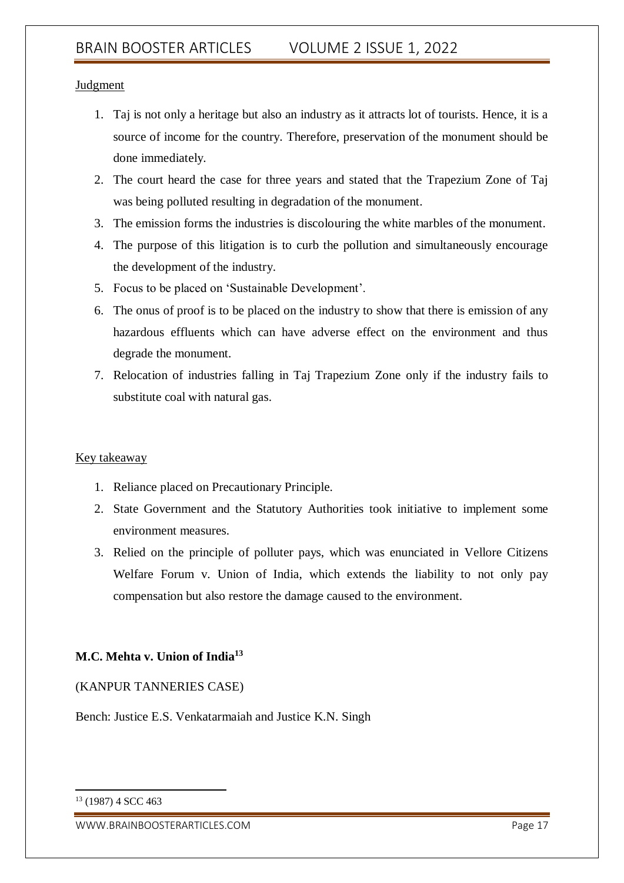Judgment

1. Taj is not only a heritage but also an industry as it attracts lot of tourists. Hence, it is a source of income for the country. Therefore, preservation of the monument should be done immediately.
2. The court heard the case for three years and stated that the Trapezium Zone of Taj was being polluted resulting in degradation of the monument.
3. The emission forms the industries is discolouring the white marbles of the monument.
4. The purpose of this litigation is to curb the pollution and simultaneously encourage the development of the industry.
5. Focus to be placed on 'Sustainable Development'.
6. The onus of proof is to be placed on the industry to show that there is emission of any hazardous effluents which can have adverse effect on the environment and thus degrade the monument.
7. Relocation of industries falling in Taj Trapezium Zone only if the industry fails to substitute coal with natural gas.

Key takeaway

1. Reliance placed on Precautionary Principle.
2. State Government and the Statutory Authorities took initiative to implement some environment measures.
3. Relied on the principle of polluter pays, which was enunciated in Vellore Citizens Welfare Forum v. Union of India, which extends the liability to not only pay compensation but also restore the damage caused to the environment.

**M.C. Mehta v. Union of India**[13]

(KANPUR TANNERIES CASE)

Bench: Justice E.S. Venkatarmaiah and Justice K.N. Singh

[13] (1987) 4 SCC 463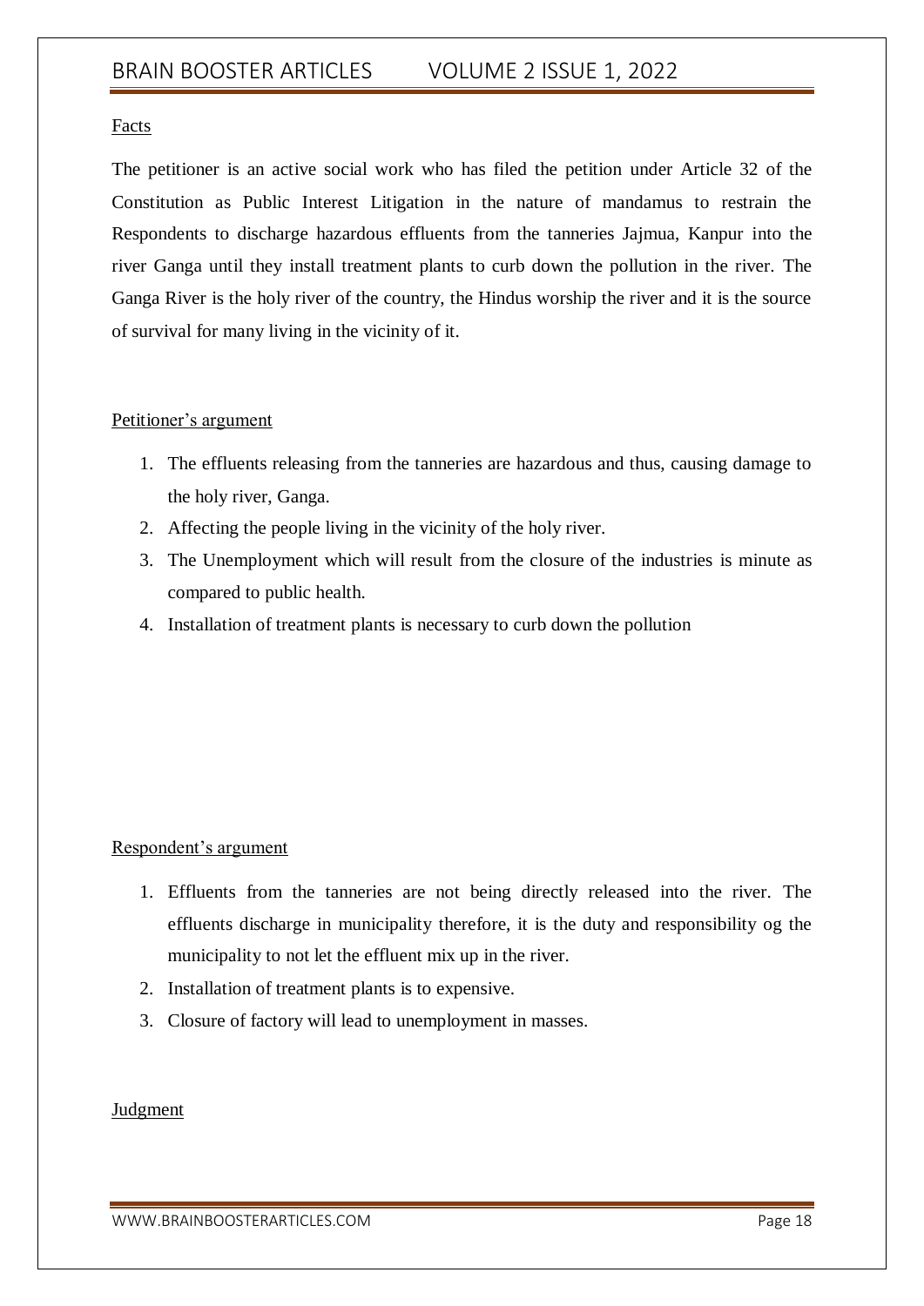Facts

The petitioner is an active social work who has filed the petition under Article 32 of the Constitution as Public Interest Litigation in the nature of mandamus to restrain the Respondents to discharge hazardous effluents from the tanneries Jajmua, Kanpur into the river Ganga until they install treatment plants to curb down the pollution in the river. The Ganga River is the holy river of the country, the Hindus worship the river and it is the source of survival for many living in the vicinity of it.

Petitioner's argument

1. The effluents releasing from the tanneries are hazardous and thus, causing damage to the holy river, Ganga.
2. Affecting the people living in the vicinity of the holy river.
3. The Unemployment which will result from the closure of the industries is minute as compared to public health.
4. Installation of treatment plants is necessary to curb down the pollution

Respondent's argument

1. Effluents from the tanneries are not being directly released into the river. The effluents discharge in municipality therefore, it is the duty and responsibility og the municipality to not let the effluent mix up in the river.
2. Installation of treatment plants is to expensive.
3. Closure of factory will lead to unemployment in masses.

Judgment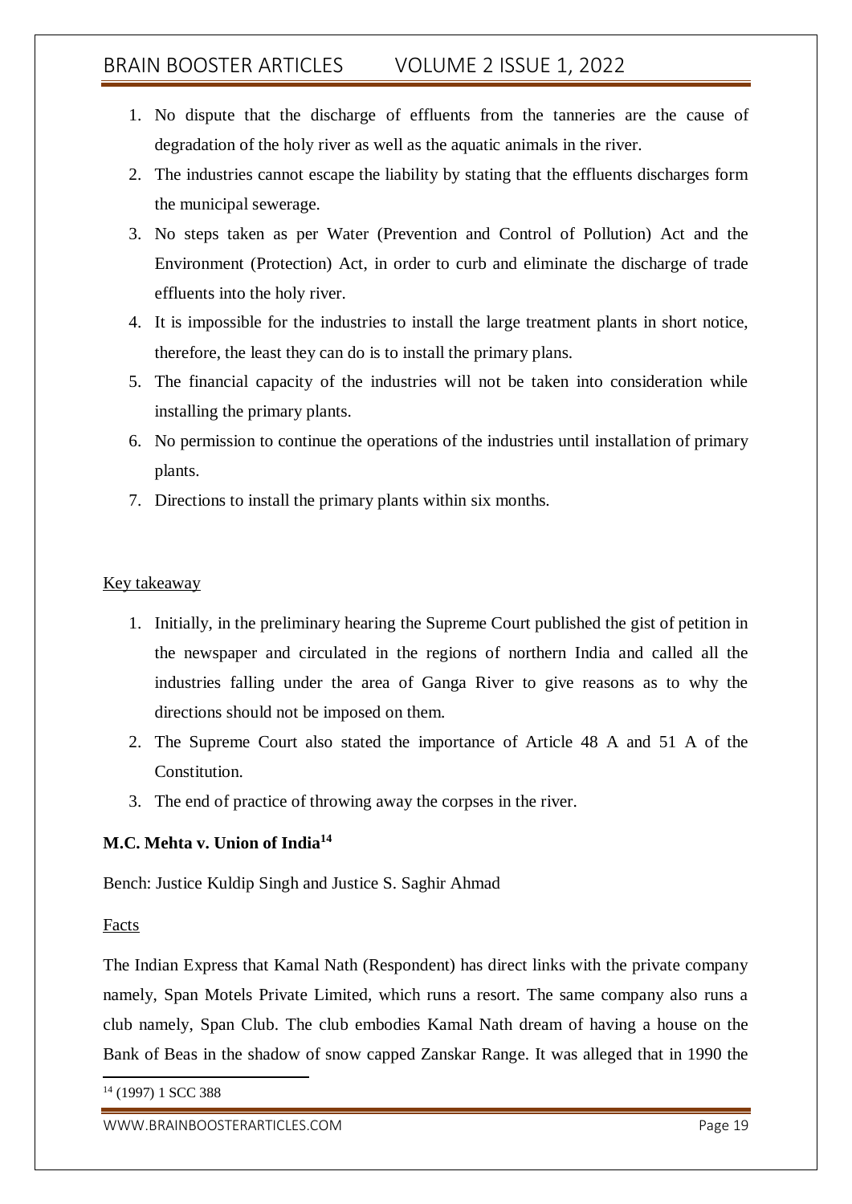1. No dispute that the discharge of effluents from the tanneries are the cause of degradation of the holy river as well as the aquatic animals in the river.
2. The industries cannot escape the liability by stating that the effluents discharges form the municipal sewerage.
3. No steps taken as per Water (Prevention and Control of Pollution) Act and the Environment (Protection) Act, in order to curb and eliminate the discharge of trade effluents into the holy river.
4. It is impossible for the industries to install the large treatment plants in short notice, therefore, the least they can do is to install the primary plans.
5. The financial capacity of the industries will not be taken into consideration while installing the primary plants.
6. No permission to continue the operations of the industries until installation of primary plants.
7. Directions to install the primary plants within six months.

Key takeaway

1. Initially, in the preliminary hearing the Supreme Court published the gist of petition in the newspaper and circulated in the regions of northern India and called all the industries falling under the area of Ganga River to give reasons as to why the directions should not be imposed on them.
2. The Supreme Court also stated the importance of Article 48 A and 51 A of the Constitution.
3. The end of practice of throwing away the corpses in the river.

**M.C. Mehta v. Union of India[14]**

Bench: Justice Kuldip Singh and Justice S. Saghir Ahmad

Facts

The Indian Express that Kamal Nath (Respondent) has direct links with the private company namely, Span Motels Private Limited, which runs a resort. The same company also runs a club namely, Span Club. The club embodies Kamal Nath dream of having a house on the Bank of Beas in the shadow of snow capped Zanskar Range. It was alleged that in 1990 the

[14] (1997) 1 SCC 388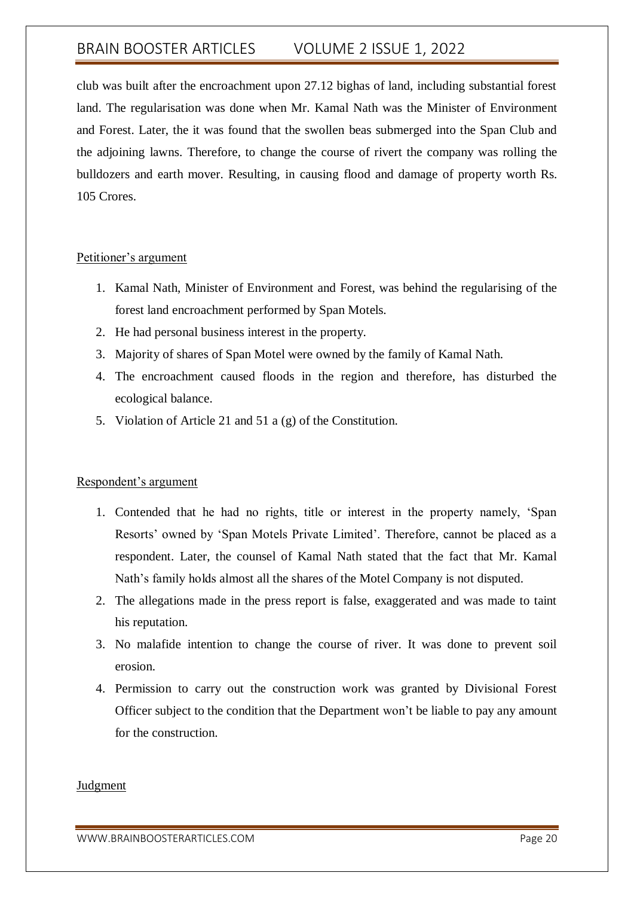club was built after the encroachment upon 27.12 bighas of land, including substantial forest land. The regularisation was done when Mr. Kamal Nath was the Minister of Environment and Forest. Later, the it was found that the swollen beas submerged into the Span Club and the adjoining lawns. Therefore, to change the course of rivert the company was rolling the bulldozers and earth mover. Resulting, in causing flood and damage of property worth Rs. 105 Crores.

<u>Petitioner's argument</u>

1. Kamal Nath, Minister of Environment and Forest, was behind the regularising of the forest land encroachment performed by Span Motels.
2. He had personal business interest in the property.
3. Majority of shares of Span Motel were owned by the family of Kamal Nath.
4. The encroachment caused floods in the region and therefore, has disturbed the ecological balance.
5. Violation of Article 21 and 51 a (g) of the Constitution.

<u>Respondent's argument</u>

1. Contended that he had no rights, title or interest in the property namely, 'Span Resorts' owned by 'Span Motels Private Limited'. Therefore, cannot be placed as a respondent. Later, the counsel of Kamal Nath stated that the fact that Mr. Kamal Nath's family holds almost all the shares of the Motel Company is not disputed.
2. The allegations made in the press report is false, exaggerated and was made to taint his reputation.
3. No malafide intention to change the course of river. It was done to prevent soil erosion.
4. Permission to carry out the construction work was granted by Divisional Forest Officer subject to the condition that the Department won't be liable to pay any amount for the construction.

<u>Judgment</u>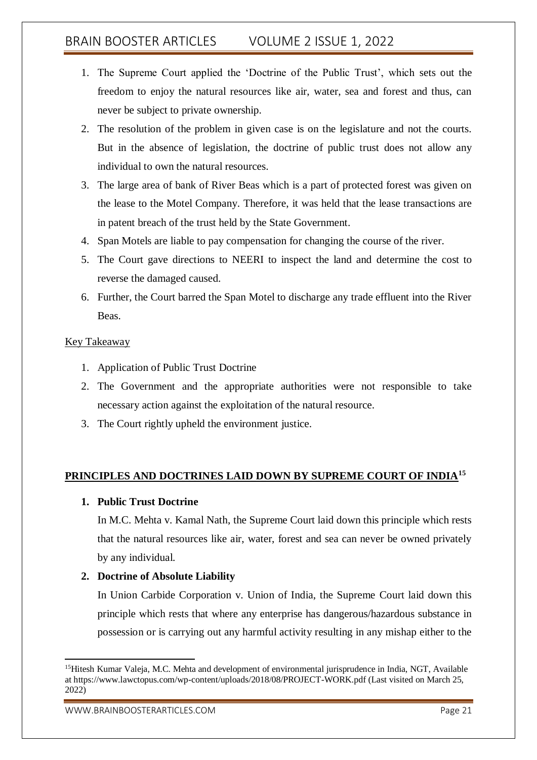1. The Supreme Court applied the 'Doctrine of the Public Trust', which sets out the freedom to enjoy the natural resources like air, water, sea and forest and thus, can never be subject to private ownership.
2. The resolution of the problem in given case is on the legislature and not the courts. But in the absence of legislation, the doctrine of public trust does not allow any individual to own the natural resources.
3. The large area of bank of River Beas which is a part of protected forest was given on the lease to the Motel Company. Therefore, it was held that the lease transactions are in patent breach of the trust held by the State Government.
4. Span Motels are liable to pay compensation for changing the course of the river.
5. The Court gave directions to NEERI to inspect the land and determine the cost to reverse the damaged caused.
6. Further, the Court barred the Span Motel to discharge any trade effluent into the River Beas.

Key Takeaway

1. Application of Public Trust Doctrine
2. The Government and the appropriate authorities were not responsible to take necessary action against the exploitation of the natural resource.
3. The Court rightly upheld the environment justice.

## PRINCIPLES AND DOCTRINES LAID DOWN BY SUPREME COURT OF INDIA[15]

1. **Public Trust Doctrine**

   In M.C. Mehta v. Kamal Nath, the Supreme Court laid down this principle which rests that the natural resources like air, water, forest and sea can never be owned privately by any individual.

2. **Doctrine of Absolute Liability**

   In Union Carbide Corporation v. Union of India, the Supreme Court laid down this principle which rests that where any enterprise has dangerous/hazardous substance in possession or is carrying out any harmful activity resulting in any mishap either to the

---

[15] Hitesh Kumar Valeja, M.C. Mehta and development of environmental jurisprudence in India, NGT, Available at https://www.lawctopus.com/wp-content/uploads/2018/08/PROJECT-WORK.pdf (Last visited on March 25, 2022)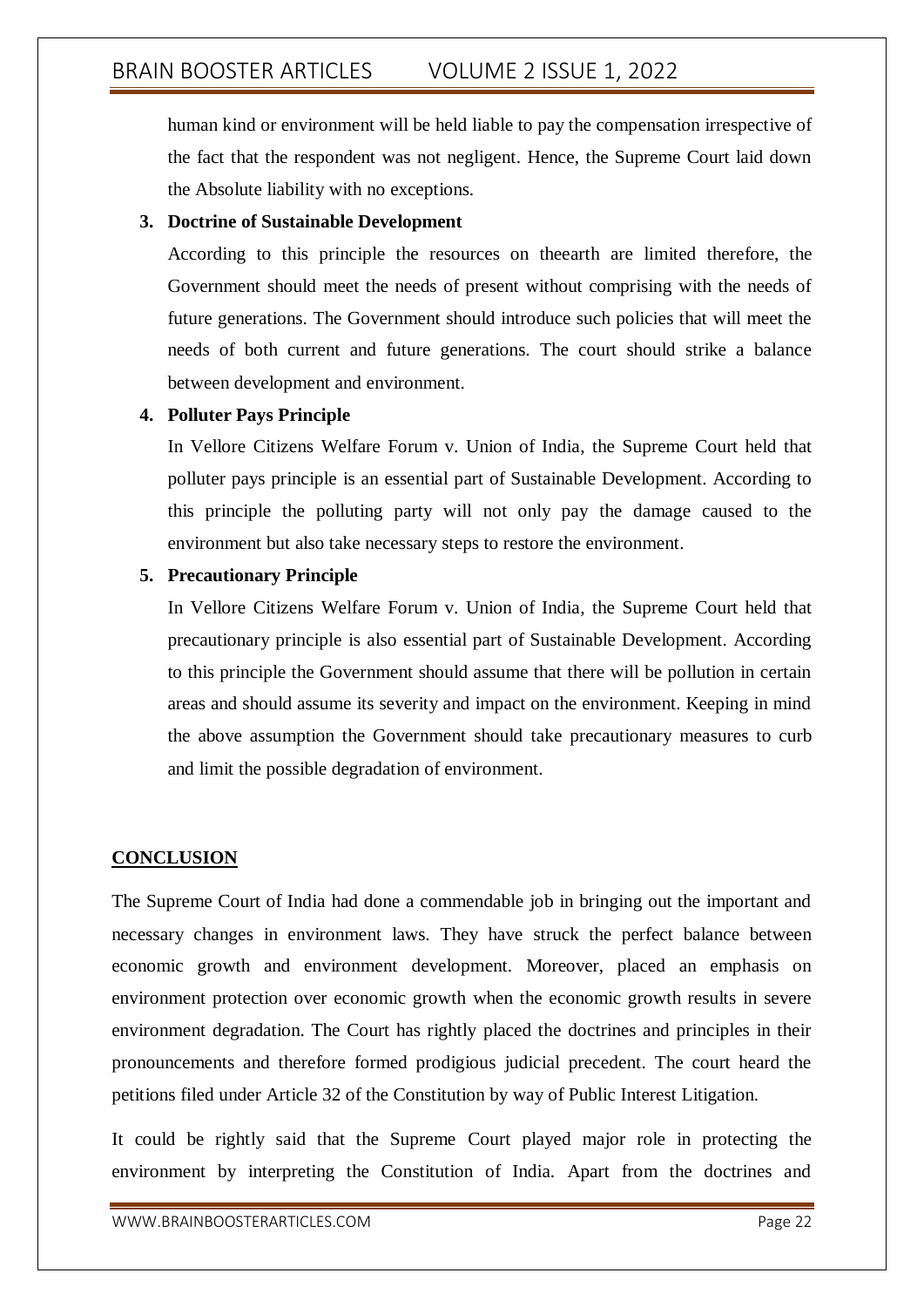human kind or environment will be held liable to pay the compensation irrespective of the fact that the respondent was not negligent. Hence, the Supreme Court laid down the Absolute liability with no exceptions.

3. **Doctrine of Sustainable Development**

   According to this principle the resources on theearth are limited therefore, the Government should meet the needs of present without comprising with the needs of future generations. The Government should introduce such policies that will meet the needs of both current and future generations. The court should strike a balance between development and environment.

4. **Polluter Pays Principle**

   In Vellore Citizens Welfare Forum v. Union of India, the Supreme Court held that polluter pays principle is an essential part of Sustainable Development. According to this principle the polluting party will not only pay the damage caused to the environment but also take necessary steps to restore the environment.

5. **Precautionary Principle**

   In Vellore Citizens Welfare Forum v. Union of India, the Supreme Court held that precautionary principle is also essential part of Sustainable Development. According to this principle the Government should assume that there will be pollution in certain areas and should assume its severity and impact on the environment. Keeping in mind the above assumption the Government should take precautionary measures to curb and limit the possible degradation of environment.

## CONCLUSION

The Supreme Court of India had done a commendable job in bringing out the important and necessary changes in environment laws. They have struck the perfect balance between economic growth and environment development. Moreover, placed an emphasis on environment protection over economic growth when the economic growth results in severe environment degradation. The Court has rightly placed the doctrines and principles in their pronouncements and therefore formed prodigious judicial precedent. The court heard the petitions filed under Article 32 of the Constitution by way of Public Interest Litigation.

It could be rightly said that the Supreme Court played major role in protecting the environment by interpreting the Constitution of India. Apart from the doctrines and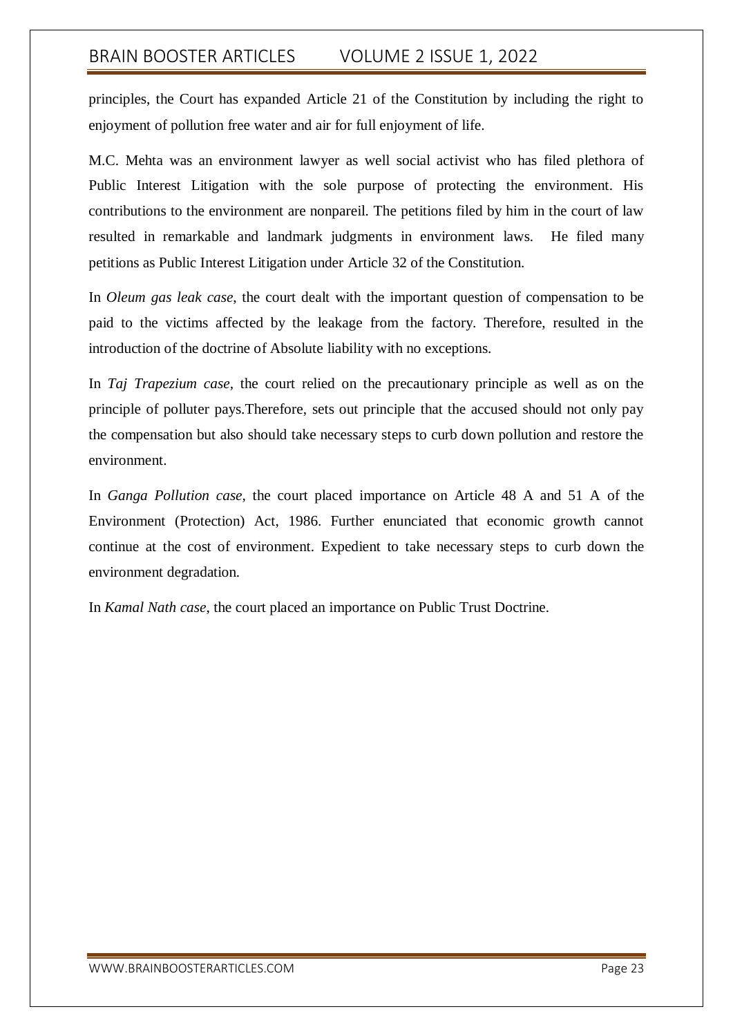principles, the Court has expanded Article 21 of the Constitution by including the right to enjoyment of pollution free water and air for full enjoyment of life.

M.C. Mehta was an environment lawyer as well social activist who has filed plethora of Public Interest Litigation with the sole purpose of protecting the environment. His contributions to the environment are nonpareil. The petitions filed by him in the court of law resulted in remarkable and landmark judgments in environment laws. He filed many petitions as Public Interest Litigation under Article 32 of the Constitution.

In *Oleum gas leak case*, the court dealt with the important question of compensation to be paid to the victims affected by the leakage from the factory. Therefore, resulted in the introduction of the doctrine of Absolute liability with no exceptions.

In *Taj Trapezium case*, the court relied on the precautionary principle as well as on the principle of polluter pays.Therefore, sets out principle that the accused should not only pay the compensation but also should take necessary steps to curb down pollution and restore the environment.

In *Ganga Pollution case*, the court placed importance on Article 48 A and 51 A of the Environment (Protection) Act, 1986. Further enunciated that economic growth cannot continue at the cost of environment. Expedient to take necessary steps to curb down the environment degradation.

In *Kamal Nath case*, the court placed an importance on Public Trust Doctrine.